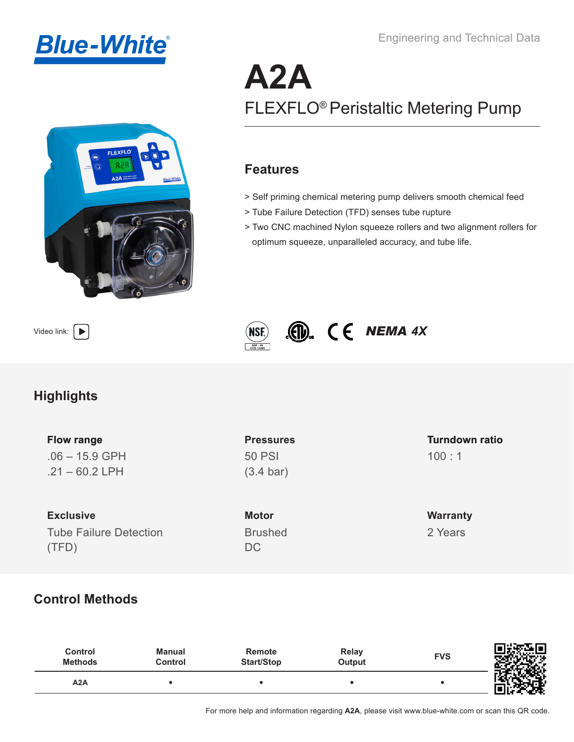Blue-White®

Engineering and Technical Data

# A2A

## FLEXFLO® Peristaltic Metering Pump

## Features

> Self priming chemical metering pump delivers smooth chemical feed

> Tube Failure Detection (TFD) senses tube rupture

> Two CNC machined Nylon squeeze rollers and two alignment rollers for optimum squeeze, unparalleled accuracy, and tube life.

Video link:

NSF NEMA 4X

## Highlights

**Flow range**
.06 – 15.9 GPH
.21 – 60.2 LPH

**Pressures**
50 PSI
(3.4 bar)

**Turndown ratio**
100 : 1

**Exclusive**
Tube Failure Detection (TFD)

**Motor**
Brushed DC

**Warranty**
2 Years

## Control Methods

| Control Methods | Manual Control | Remote Start/Stop | Relay Output | FVS |
|---|---|---|---|---|
| A2A | • | • | • | • |

For more help and information regarding **A2A**, please visit www.blue-white.com or scan this QR code.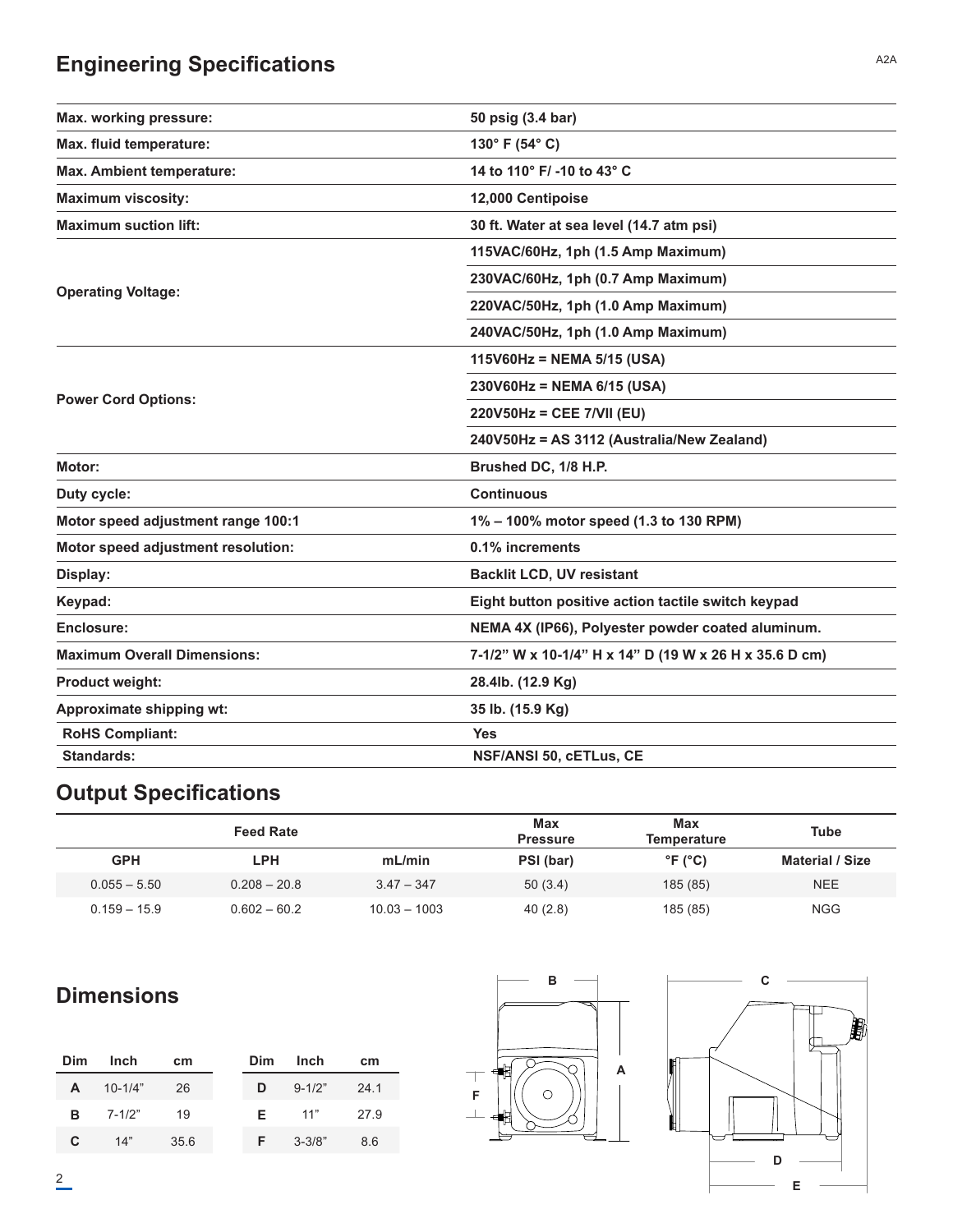## Engineering Specifications

| | |
|---|---|
| **Max. working pressure:** | **50 psig (3.4 bar)** |
| **Max. fluid temperature:** | **130° F (54° C)** |
| **Max. Ambient temperature:** | **14 to 110° F/ -10 to 43° C** |
| **Maximum viscosity:** | **12,000 Centipoise** |
| **Maximum suction lift:** | **30 ft. Water at sea level (14.7 atm psi)** |
| **Operating Voltage:** | **115VAC/60Hz, 1ph (1.5 Amp Maximum)** |
| | **230VAC/60Hz, 1ph (0.7 Amp Maximum)** |
| | **220VAC/50Hz, 1ph (1.0 Amp Maximum)** |
| | **240VAC/50Hz, 1ph (1.0 Amp Maximum)** |
| **Power Cord Options:** | **115V60Hz = NEMA 5/15 (USA)** |
| | **230V60Hz = NEMA 6/15 (USA)** |
| | **220V50Hz = CEE 7/VII (EU)** |
| | **240V50Hz = AS 3112 (Australia/New Zealand)** |
| **Motor:** | **Brushed DC, 1/8 H.P.** |
| **Duty cycle:** | **Continuous** |
| **Motor speed adjustment range 100:1** | **1% – 100% motor speed (1.3 to 130 RPM)** |
| **Motor speed adjustment resolution:** | **0.1% increments** |
| **Display:** | **Backlit LCD, UV resistant** |
| **Keypad:** | **Eight button positive action tactile switch keypad** |
| **Enclosure:** | **NEMA 4X (IP66), Polyester powder coated aluminum.** |
| **Maximum Overall Dimensions:** | **7-1/2" W x 10-1/4" H x 14" D (19 W x 26 H x 35.6 D cm)** |
| **Product weight:** | **28.4lb. (12.9 Kg)** |
| **Approximate shipping wt:** | **35 lb. (15.9 Kg)** |
| **RoHS Compliant:** | **Yes** |
| **Standards:** | **NSF/ANSI 50, cETLus, CE** |

## Output Specifications

| Feed Rate | | | Max Pressure | Max Temperature | Tube |
|---|---|---|---|---|---|
| **GPH** | **LPH** | **mL/min** | **PSI (bar)** | **°F (°C)** | **Material / Size** |
| 0.055 – 5.50 | 0.208 – 20.8 | 3.47 – 347 | 50 (3.4) | 185 (85) | NEE |
| 0.159 – 15.9 | 0.602 – 60.2 | 10.03 – 1003 | 40 (2.8) | 185 (85) | NGG |

## Dimensions

| Dim | Inch | cm |
|---|---|---|
| **A** | 10-1/4" | 26 |
| **B** | 7-1/2" | 19 |
| **C** | 14" | 35.6 |

| Dim | Inch | cm |
|---|---|---|
| **D** | 9-1/2" | 24.1 |
| **E** | 11" | 27.9 |
| **F** | 3-3/8" | 8.6 |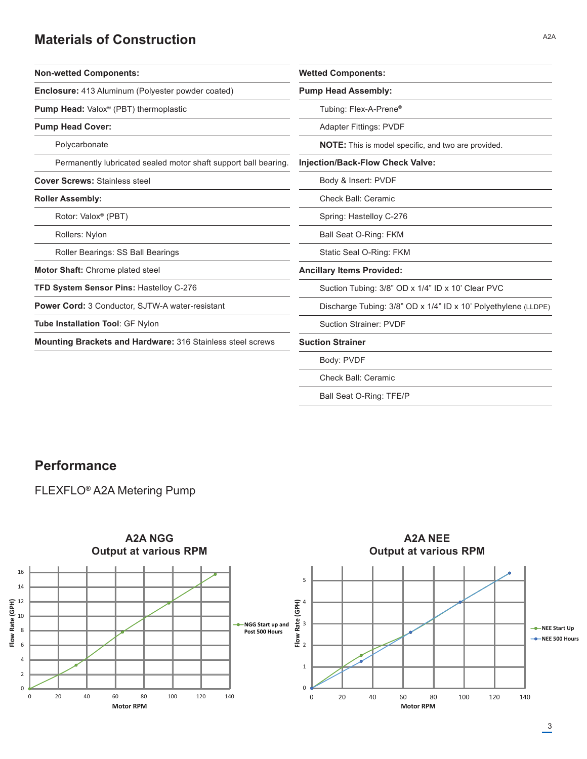## Materials of Construction

| Non-wetted Components: |
|---|
| **Enclosure:** 413 Aluminum (Polyester powder coated) |
| **Pump Head:** Valox® (PBT) thermoplastic |
| **Pump Head Cover:** |
| Polycarbonate |
| Permanently lubricated sealed motor shaft support ball bearing. |
| **Cover Screws:** Stainless steel |
| **Roller Assembly:** |
| Rotor: Valox® (PBT) |
| Rollers: Nylon |
| Roller Bearings: SS Ball Bearings |
| **Motor Shaft:** Chrome plated steel |
| **TFD System Sensor Pins:** Hastelloy C-276 |
| **Power Cord:** 3 Conductor, SJTW-A water-resistant |
| **Tube Installation Tool**: GF Nylon |
| **Mounting Brackets and Hardware:** 316 Stainless steel screws |

| Wetted Components: |
|---|
| **Pump Head Assembly:** |
| Tubing: Flex-A-Prene® |
| Adapter Fittings: PVDF |
| **NOTE:** This is model specific, and two are provided. |
| **Injection/Back-Flow Check Valve:** |
| Body & Insert: PVDF |
| Check Ball: Ceramic |
| Spring: Hastelloy C-276 |
| Ball Seat O-Ring: FKM |
| Static Seal O-Ring: FKM |
| **Ancillary Items Provided:** |
| Suction Tubing: 3/8" OD x 1/4" ID x 10' Clear PVC |
| Discharge Tubing: 3/8" OD x 1/4" ID x 10' Polyethylene (LLDPE) |
| Suction Strainer: PVDF |
| **Suction Strainer** |
| Body: PVDF |
| Check Ball: Ceramic |
| Ball Seat O-Ring: TFE/P |

## Performance

FLEXFLO® A2A Metering Pump

**A2A NGG Output at various RPM**

Flow Rate (GPH) vs. Motor RPM — NGG Start up and Post 500 Hours

**A2A NEE Output at various RPM**

Flow Rate (GPH) vs. Motor RPM — NEE Start Up; NEE 500 Hours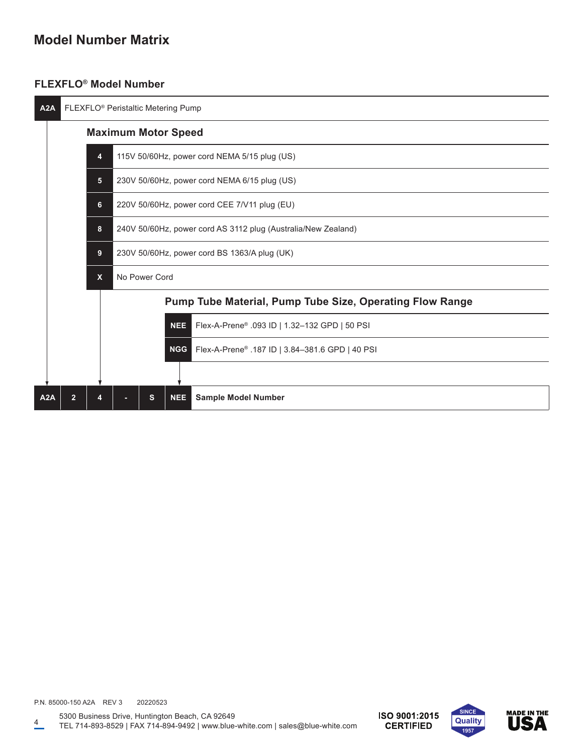# Model Number Matrix

## FLEXFLO® Model Number

| | |
|---|---|
| **A2A** | FLEXFLO® Peristaltic Metering Pump |

### Maximum Motor Speed

| | |
|---|---|
| **4** | 115V 50/60Hz, power cord NEMA 5/15 plug (US) |
| **5** | 230V 50/60Hz, power cord NEMA 6/15 plug (US) |
| **6** | 220V 50/60Hz, power cord CEE 7/V11 plug (EU) |
| **8** | 240V 50/60Hz, power cord AS 3112 plug (Australia/New Zealand) |
| **9** | 230V 50/60Hz, power cord BS 1363/A plug (UK) |
| **X** | No Power Cord |

### Pump Tube Material, Pump Tube Size, Operating Flow Range

| | |
|---|---|
| **NEE** | Flex-A-Prene® .093 ID \| 1.32–132 GPD \| 50 PSI |
| **NGG** | Flex-A-Prene® .187 ID \| 3.84–381.6 GPD \| 40 PSI |

| | | | | | | |
|---|---|---|---|---|---|---|
| **A2A** | **2** | **4** | **-** | **S** | **NEE** | **Sample Model Number** |

P.N. 85000-150 A2A REV 3 20220523

5300 Business Drive, Huntington Beach, CA 92649
TEL 714-893-8529 | FAX 714-894-9492 | www.blue-white.com | sales@blue-white.com

ISO 9001:2015 CERTIFIED

SINCE Quality 1957

MADE IN THE USA